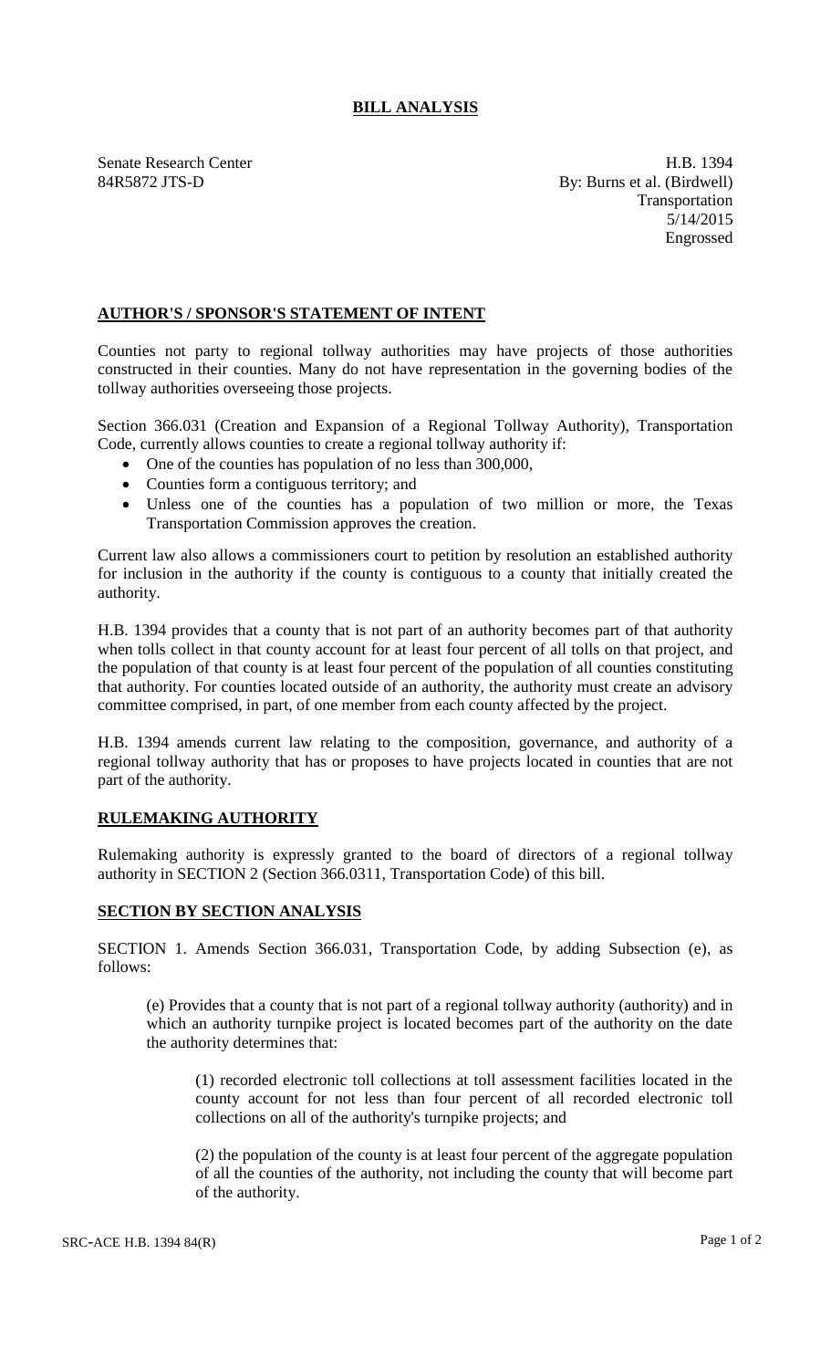# BILL ANALYSIS

Senate Research Center
84R5872 JTS-D

H.B. 1394
By: Burns et al. (Birdwell)
Transportation
5/14/2015
Engrossed

## AUTHOR'S / SPONSOR'S STATEMENT OF INTENT

Counties not party to regional tollway authorities may have projects of those authorities constructed in their counties. Many do not have representation in the governing bodies of the tollway authorities overseeing those projects.

Section 366.031 (Creation and Expansion of a Regional Tollway Authority), Transportation Code, currently allows counties to create a regional tollway authority if:

- One of the counties has population of no less than 300,000,
- Counties form a contiguous territory; and
- Unless one of the counties has a population of two million or more, the Texas Transportation Commission approves the creation.

Current law also allows a commissioners court to petition by resolution an established authority for inclusion in the authority if the county is contiguous to a county that initially created the authority.

H.B. 1394 provides that a county that is not part of an authority becomes part of that authority when tolls collect in that county account for at least four percent of all tolls on that project, and the population of that county is at least four percent of the population of all counties constituting that authority. For counties located outside of an authority, the authority must create an advisory committee comprised, in part, of one member from each county affected by the project.

H.B. 1394 amends current law relating to the composition, governance, and authority of a regional tollway authority that has or proposes to have projects located in counties that are not part of the authority.

## RULEMAKING AUTHORITY

Rulemaking authority is expressly granted to the board of directors of a regional tollway authority in SECTION 2 (Section 366.0311, Transportation Code) of this bill.

## SECTION BY SECTION ANALYSIS

SECTION 1. Amends Section 366.031, Transportation Code, by adding Subsection (e), as follows:

(e) Provides that a county that is not part of a regional tollway authority (authority) and in which an authority turnpike project is located becomes part of the authority on the date the authority determines that:

(1) recorded electronic toll collections at toll assessment facilities located in the county account for not less than four percent of all recorded electronic toll collections on all of the authority's turnpike projects; and

(2) the population of the county is at least four percent of the aggregate population of all the counties of the authority, not including the county that will become part of the authority.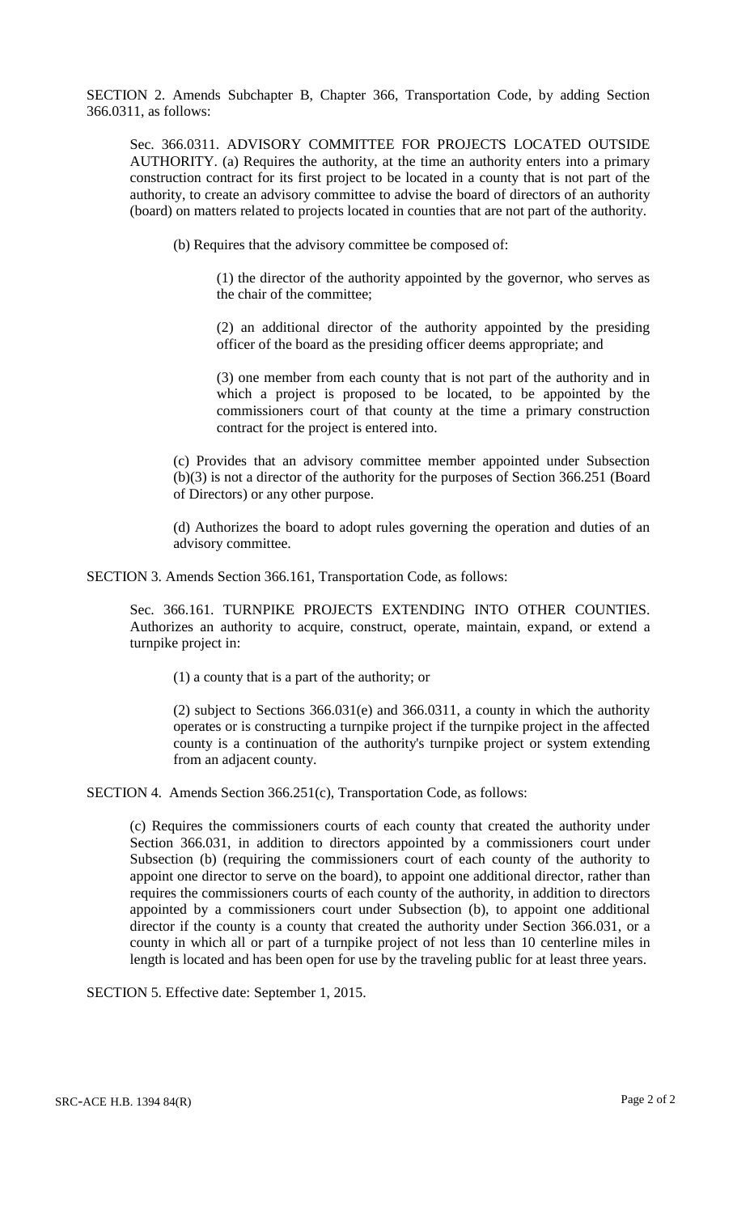SECTION 2. Amends Subchapter B, Chapter 366, Transportation Code, by adding Section 366.0311, as follows:

Sec. 366.0311. ADVISORY COMMITTEE FOR PROJECTS LOCATED OUTSIDE AUTHORITY. (a) Requires the authority, at the time an authority enters into a primary construction contract for its first project to be located in a county that is not part of the authority, to create an advisory committee to advise the board of directors of an authority (board) on matters related to projects located in counties that are not part of the authority.

(b) Requires that the advisory committee be composed of:

(1) the director of the authority appointed by the governor, who serves as the chair of the committee;

(2) an additional director of the authority appointed by the presiding officer of the board as the presiding officer deems appropriate; and

(3) one member from each county that is not part of the authority and in which a project is proposed to be located, to be appointed by the commissioners court of that county at the time a primary construction contract for the project is entered into.

(c) Provides that an advisory committee member appointed under Subsection (b)(3) is not a director of the authority for the purposes of Section 366.251 (Board of Directors) or any other purpose.

(d) Authorizes the board to adopt rules governing the operation and duties of an advisory committee.

SECTION 3. Amends Section 366.161, Transportation Code, as follows:

Sec. 366.161. TURNPIKE PROJECTS EXTENDING INTO OTHER COUNTIES. Authorizes an authority to acquire, construct, operate, maintain, expand, or extend a turnpike project in:

(1) a county that is a part of the authority; or

(2) subject to Sections 366.031(e) and 366.0311, a county in which the authority operates or is constructing a turnpike project if the turnpike project in the affected county is a continuation of the authority's turnpike project or system extending from an adjacent county.

SECTION 4. Amends Section 366.251(c), Transportation Code, as follows:

(c) Requires the commissioners courts of each county that created the authority under Section 366.031, in addition to directors appointed by a commissioners court under Subsection (b) (requiring the commissioners court of each county of the authority to appoint one director to serve on the board), to appoint one additional director, rather than requires the commissioners courts of each county of the authority, in addition to directors appointed by a commissioners court under Subsection (b), to appoint one additional director if the county is a county that created the authority under Section 366.031, or a county in which all or part of a turnpike project of not less than 10 centerline miles in length is located and has been open for use by the traveling public for at least three years.

SECTION 5. Effective date: September 1, 2015.